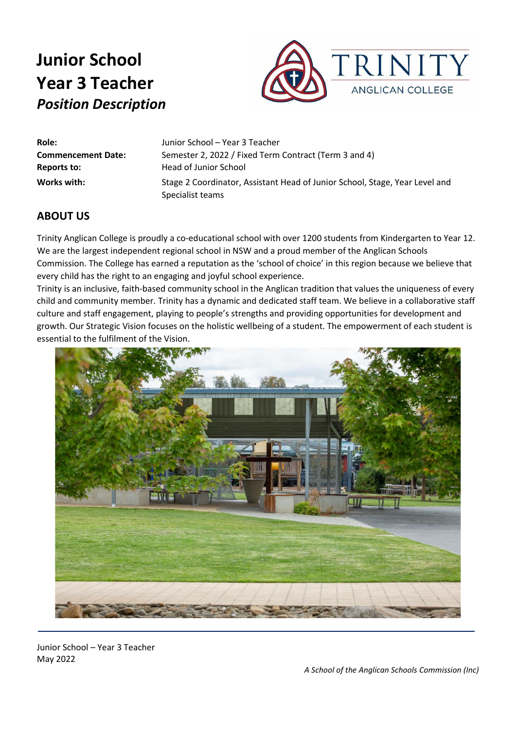# Junior School
# Year 3 Teacher
## *Position Description*

| | |
|---|---|
| **Role:** | Junior School – Year 3 Teacher |
| **Commencement Date:** | Semester 2, 2022 / Fixed Term Contract (Term 3 and 4) |
| **Reports to:** | Head of Junior School |
| **Works with:** | Stage 2 Coordinator, Assistant Head of Junior School, Stage, Year Level and Specialist teams |

## ABOUT US

Trinity Anglican College is proudly a co-educational school with over 1200 students from Kindergarten to Year 12. We are the largest independent regional school in NSW and a proud member of the Anglican Schools Commission. The College has earned a reputation as the 'school of choice' in this region because we believe that every child has the right to an engaging and joyful school experience.

Trinity is an inclusive, faith-based community school in the Anglican tradition that values the uniqueness of every child and community member. Trinity has a dynamic and dedicated staff team. We believe in a collaborative staff culture and staff engagement, playing to people's strengths and providing opportunities for development and growth. Our Strategic Vision focuses on the holistic wellbeing of a student. The empowerment of each student is essential to the fulfilment of the Vision.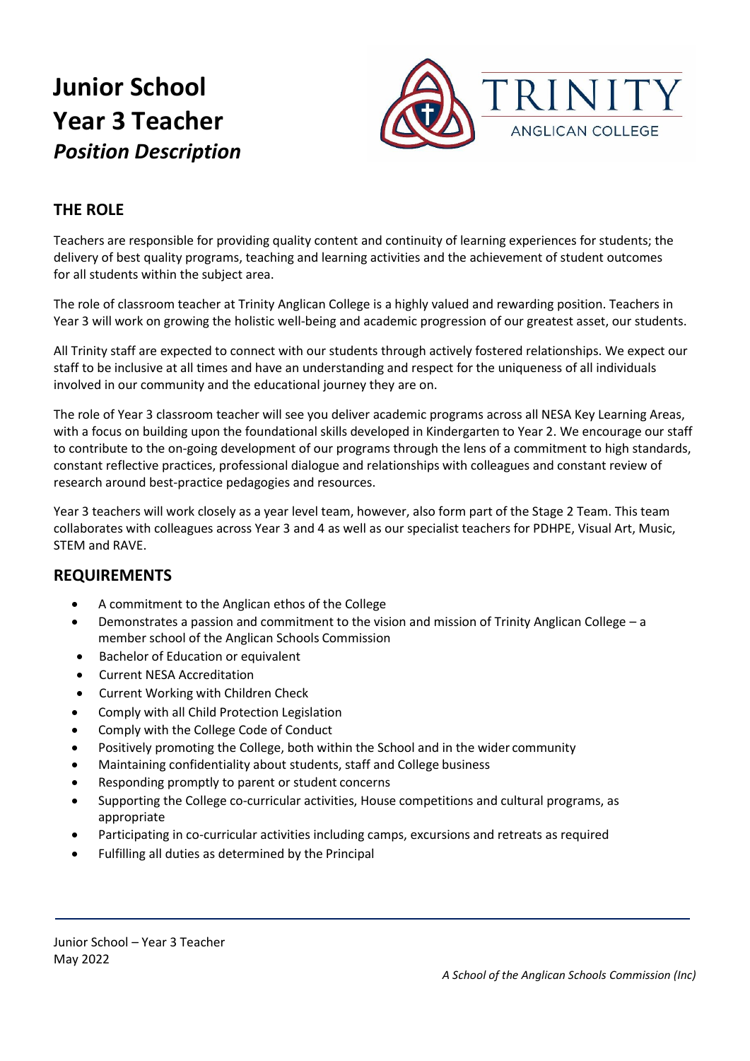# Junior School Year 3 Teacher

## *Position Description*

## THE ROLE

Teachers are responsible for providing quality content and continuity of learning experiences for students; the delivery of best quality programs, teaching and learning activities and the achievement of student outcomes for all students within the subject area.

The role of classroom teacher at Trinity Anglican College is a highly valued and rewarding position. Teachers in Year 3 will work on growing the holistic well-being and academic progression of our greatest asset, our students.

All Trinity staff are expected to connect with our students through actively fostered relationships. We expect our staff to be inclusive at all times and have an understanding and respect for the uniqueness of all individuals involved in our community and the educational journey they are on.

The role of Year 3 classroom teacher will see you deliver academic programs across all NESA Key Learning Areas, with a focus on building upon the foundational skills developed in Kindergarten to Year 2. We encourage our staff to contribute to the on-going development of our programs through the lens of a commitment to high standards, constant reflective practices, professional dialogue and relationships with colleagues and constant review of research around best-practice pedagogies and resources.

Year 3 teachers will work closely as a year level team, however, also form part of the Stage 2 Team. This team collaborates with colleagues across Year 3 and 4 as well as our specialist teachers for PDHPE, Visual Art, Music, STEM and RAVE.

## REQUIREMENTS

- A commitment to the Anglican ethos of the College
- Demonstrates a passion and commitment to the vision and mission of Trinity Anglican College – a member school of the Anglican Schools Commission
- Bachelor of Education or equivalent
- Current NESA Accreditation
- Current Working with Children Check
- Comply with all Child Protection Legislation
- Comply with the College Code of Conduct
- Positively promoting the College, both within the School and in the wider community
- Maintaining confidentiality about students, staff and College business
- Responding promptly to parent or student concerns
- Supporting the College co-curricular activities, House competitions and cultural programs, as appropriate
- Participating in co-curricular activities including camps, excursions and retreats as required
- Fulfilling all duties as determined by the Principal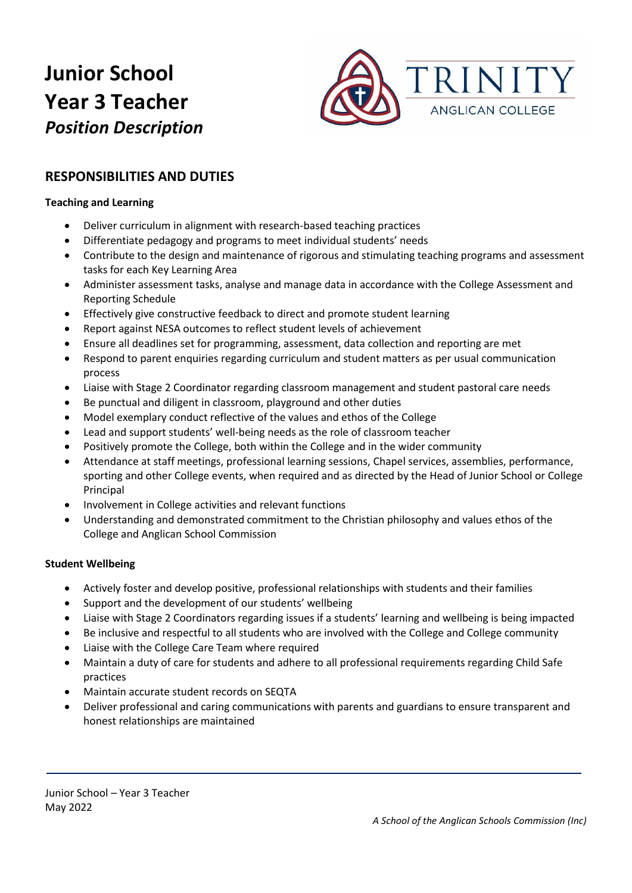# Junior School Year 3 Teacher

***Position Description***

## RESPONSIBILITIES AND DUTIES

**Teaching and Learning**

- Deliver curriculum in alignment with research-based teaching practices
- Differentiate pedagogy and programs to meet individual students' needs
- Contribute to the design and maintenance of rigorous and stimulating teaching programs and assessment tasks for each Key Learning Area
- Administer assessment tasks, analyse and manage data in accordance with the College Assessment and Reporting Schedule
- Effectively give constructive feedback to direct and promote student learning
- Report against NESA outcomes to reflect student levels of achievement
- Ensure all deadlines set for programming, assessment, data collection and reporting are met
- Respond to parent enquiries regarding curriculum and student matters as per usual communication process
- Liaise with Stage 2 Coordinator regarding classroom management and student pastoral care needs
- Be punctual and diligent in classroom, playground and other duties
- Model exemplary conduct reflective of the values and ethos of the College
- Lead and support students' well-being needs as the role of classroom teacher
- Positively promote the College, both within the College and in the wider community
- Attendance at staff meetings, professional learning sessions, Chapel services, assemblies, performance, sporting and other College events, when required and as directed by the Head of Junior School or College Principal
- Involvement in College activities and relevant functions
- Understanding and demonstrated commitment to the Christian philosophy and values ethos of the College and Anglican School Commission

**Student Wellbeing**

- Actively foster and develop positive, professional relationships with students and their families
- Support and the development of our students' wellbeing
- Liaise with Stage 2 Coordinators regarding issues if a students' learning and wellbeing is being impacted
- Be inclusive and respectful to all students who are involved with the College and College community
- Liaise with the College Care Team where required
- Maintain a duty of care for students and adhere to all professional requirements regarding Child Safe practices
- Maintain accurate student records on SEQTA
- Deliver professional and caring communications with parents and guardians to ensure transparent and honest relationships are maintained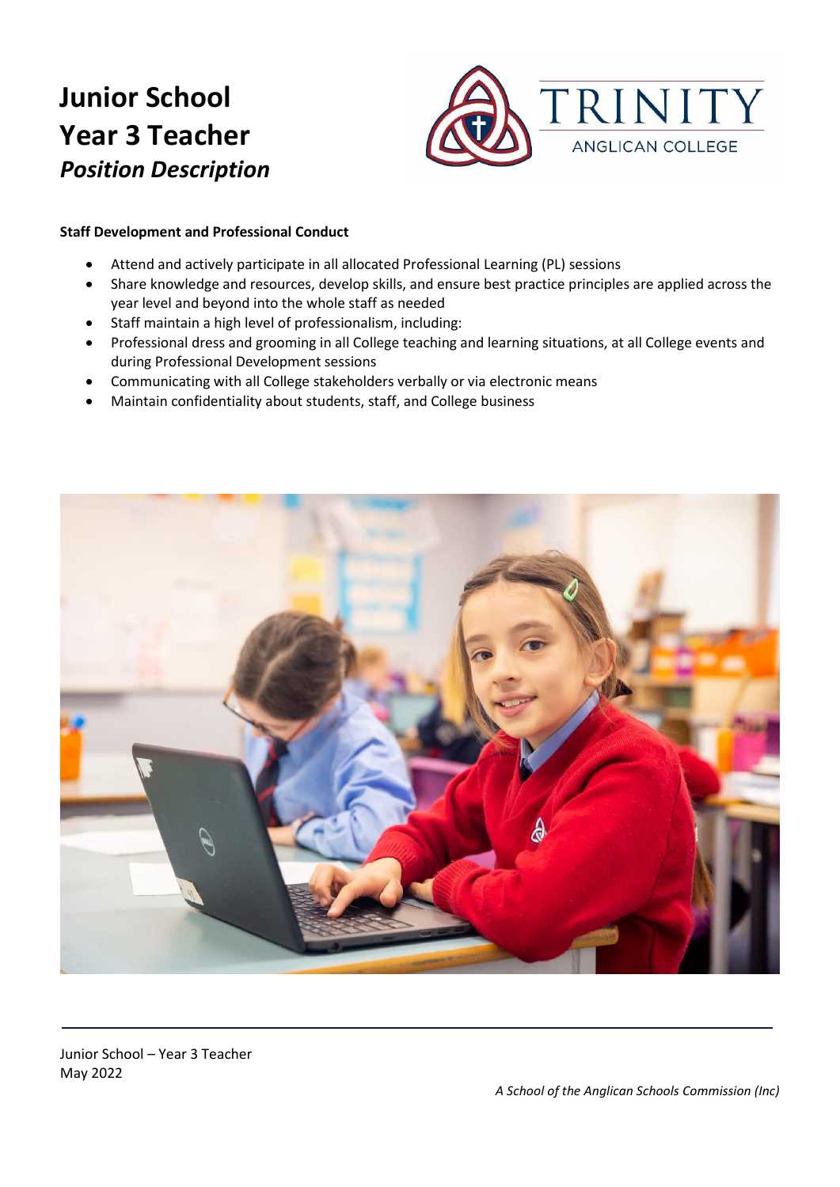# Junior School
# Year 3 Teacher
## *Position Description*

**Staff Development and Professional Conduct**

- Attend and actively participate in all allocated Professional Learning (PL) sessions
- Share knowledge and resources, develop skills, and ensure best practice principles are applied across the year level and beyond into the whole staff as needed
- Staff maintain a high level of professionalism, including:
- Professional dress and grooming in all College teaching and learning situations, at all College events and during Professional Development sessions
- Communicating with all College stakeholders verbally or via electronic means
- Maintain confidentiality about students, staff, and College business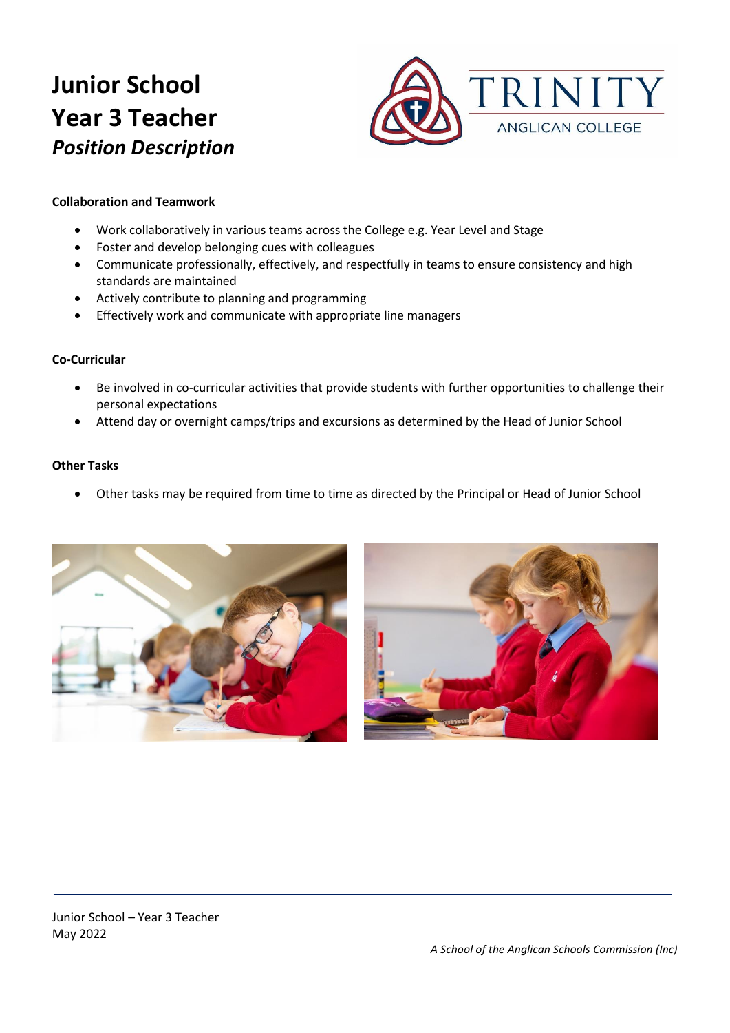# Junior School Year 3 Teacher

***Position Description***

**Collaboration and Teamwork**

- Work collaboratively in various teams across the College e.g. Year Level and Stage
- Foster and develop belonging cues with colleagues
- Communicate professionally, effectively, and respectfully in teams to ensure consistency and high standards are maintained
- Actively contribute to planning and programming
- Effectively work and communicate with appropriate line managers

**Co-Curricular**

- Be involved in co-curricular activities that provide students with further opportunities to challenge their personal expectations
- Attend day or overnight camps/trips and excursions as determined by the Head of Junior School

**Other Tasks**

- Other tasks may be required from time to time as directed by the Principal or Head of Junior School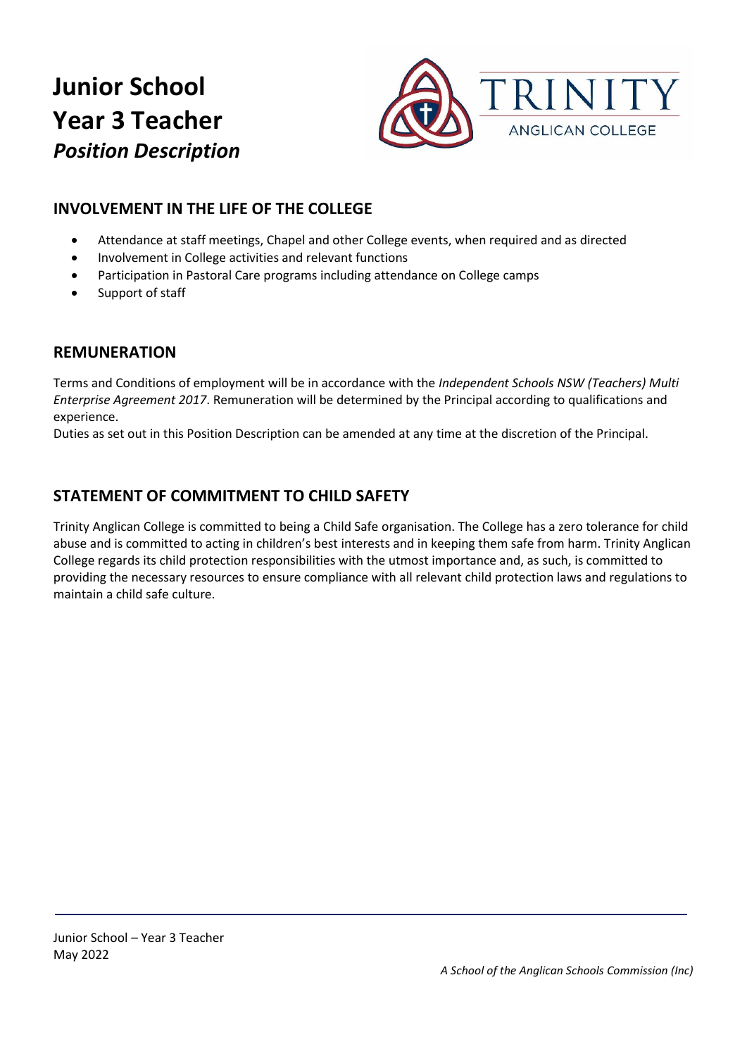# Junior School Year 3 Teacher

***Position Description***

TRINITY ANGLICAN COLLEGE

## INVOLVEMENT IN THE LIFE OF THE COLLEGE

- Attendance at staff meetings, Chapel and other College events, when required and as directed
- Involvement in College activities and relevant functions
- Participation in Pastoral Care programs including attendance on College camps
- Support of staff

## REMUNERATION

Terms and Conditions of employment will be in accordance with the *Independent Schools NSW (Teachers) Multi Enterprise Agreement 2017*. Remuneration will be determined by the Principal according to qualifications and experience.

Duties as set out in this Position Description can be amended at any time at the discretion of the Principal.

## STATEMENT OF COMMITMENT TO CHILD SAFETY

Trinity Anglican College is committed to being a Child Safe organisation. The College has a zero tolerance for child abuse and is committed to acting in children's best interests and in keeping them safe from harm. Trinity Anglican College regards its child protection responsibilities with the utmost importance and, as such, is committed to providing the necessary resources to ensure compliance with all relevant child protection laws and regulations to maintain a child safe culture.